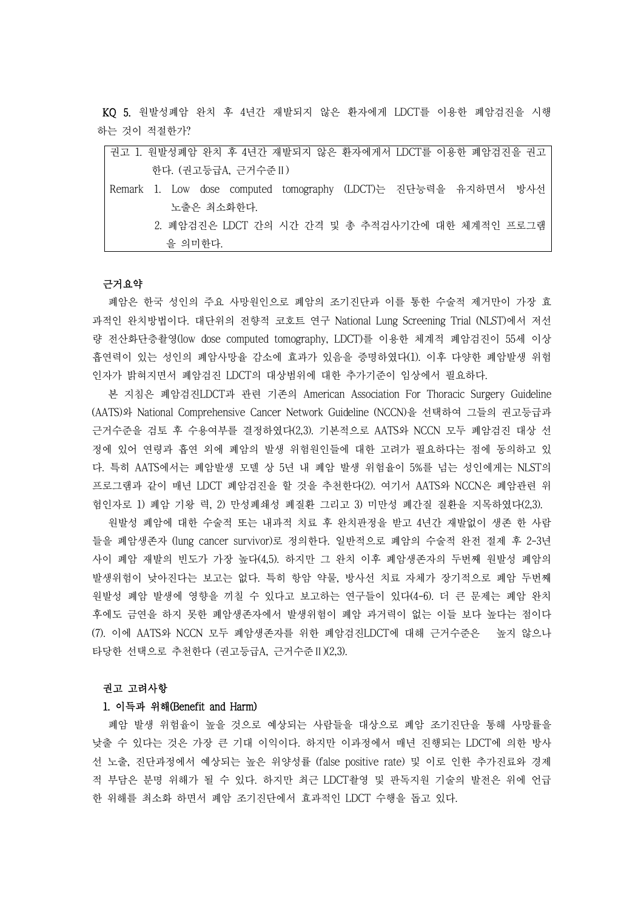**KQ 5.** 원발성폐암 완치 후 4년간 재발되지 않은 환자에게 LDCT를 이용한 폐암검진을 시행하는 것이 적절한가?

> 권고 1. 원발성폐암 완치 후 4년간 재발되지 않은 환자에게서 LDCT를 이용한 폐암검진을 권고한다. (권고등급A, 근거수준Ⅱ)
>
> Remark 1. Low dose computed tomography (LDCT)는 진단능력을 유지하면서 방사선 노출은 최소화한다.
>
> 2. 폐암검진은 LDCT 간의 시간 간격 및 총 추적검사기간에 대한 체계적인 프로그램을 의미한다.

**근거요약**

폐암은 한국 성인의 주요 사망원인으로 폐암의 조기진단과 이를 통한 수술적 제거만이 가장 효과적인 완치방법이다. 대단위의 전향적 코호트 연구 National Lung Screening Trial (NLST)에서 저선량 전산화단층촬영(low dose computed tomography, LDCT)를 이용한 체계적 폐암검진이 55세 이상 흡연력이 있는 성인의 폐암사망율 감소에 효과가 있음을 증명하였다(1). 이후 다양한 폐암발생 위험인자가 밝혀지면서 폐암검진 LDCT의 대상범위에 대한 추가기준이 임상에서 필요하다.

본 지침은 폐암검진LDCT과 관련 기존의 American Association For Thoracic Surgery Guideline (AATS)와 National Comprehensive Cancer Network Guideline (NCCN)을 선택하여 그들의 권고등급과 근거수준을 검토 후 수용여부를 결정하였다(2,3). 기본적으로 AATS와 NCCN 모두 폐암검진 대상 선정에 있어 연령과 흡연 외에 폐암의 발생 위험원인들에 대한 고려가 필요하다는 점에 동의하고 있다. 특히 AATS에서는 폐암발생 모델 상 5년 내 폐암 발생 위험율이 5%를 넘는 성인에게는 NLST의 프로그램과 같이 매년 LDCT 폐암검진을 할 것을 추천한다(2). 여기서 AATS와 NCCN은 폐암관련 위험인자로 1) 폐암 기왕 력, 2) 만성폐쇄성 폐질환 그리고 3) 미만성 폐간질 질환을 지목하였다(2,3).

원발성 폐암에 대한 수술적 또는 내과적 치료 후 완치판정을 받고 4년간 재발없이 생존 한 사람들을 폐암생존자 (lung cancer survivor)로 정의한다. 일반적으로 폐암의 수술적 완전 절제 후 2-3년 사이 폐암 재발의 빈도가 가장 높다(4,5). 하지만 그 완치 이후 폐암생존자의 두번째 원발성 폐암의 발생위험이 낮아진다는 보고는 없다. 특히 항암 약물, 방사선 치료 자체가 장기적으로 폐암 두번째 원발성 폐암 발생에 영향을 끼칠 수 있다고 보고하는 연구들이 있다(4-6). 더 큰 문제는 폐암 완치 후에도 금연을 하지 못한 폐암생존자에서 발생위험이 폐암 과거력이 없는 이들 보다 높다는 점이다(7). 이에 AATS와 NCCN 모두 폐암생존자를 위한 폐암검진LDCT에 대해 근거수준은 높지 않으나 타당한 선택으로 추천한다 (권고등급A, 근거수준Ⅱ)(2,3).

**권고 고려사항**

**1. 이득과 위해(Benefit and Harm)**

폐암 발생 위험율이 높을 것으로 예상되는 사람들을 대상으로 폐암 조기진단을 통해 사망률을 낮출 수 있다는 것은 가장 큰 기대 이익이다. 하지만 이과정에서 매년 진행되는 LDCT에 의한 방사선 노출, 진단과정에서 예상되는 높은 위양성률 (false positive rate) 및 이로 인한 추가진료와 경제적 부담은 분명 위해가 될 수 있다. 하지만 최근 LDCT촬영 및 판독지원 기술의 발전은 위에 언급한 위해를 최소화 하면서 폐암 조기진단에서 효과적인 LDCT 수행을 돕고 있다.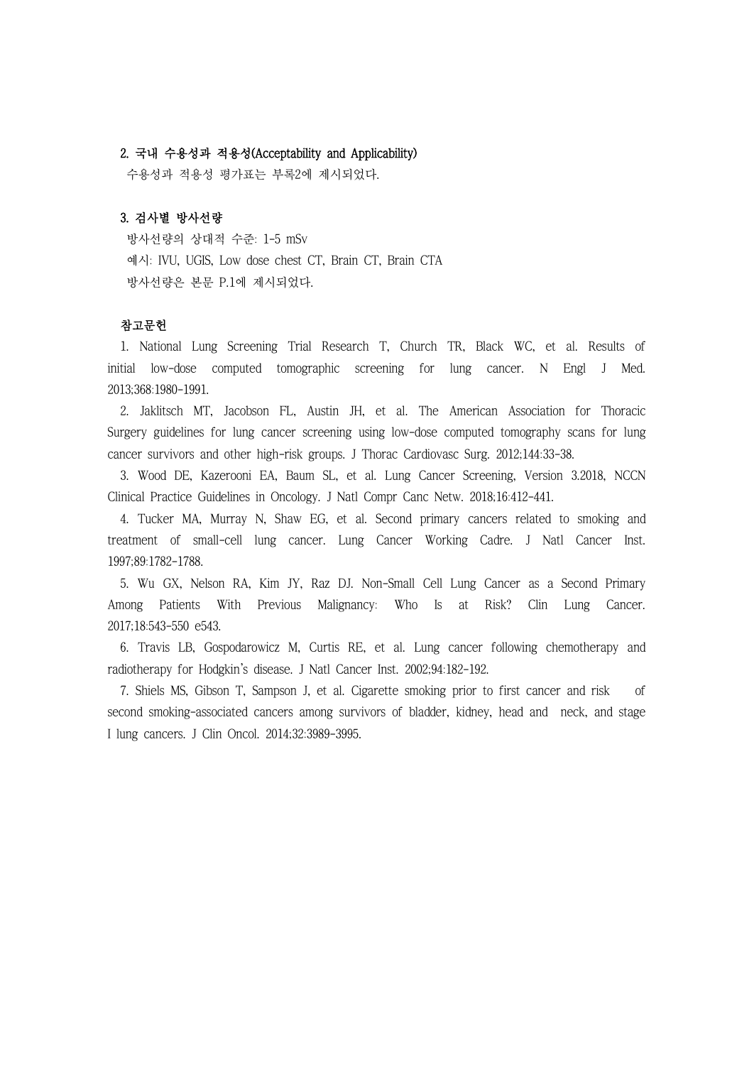### 2. 국내 수용성과 적용성(Acceptability and Applicability)

수용성과 적용성 평가표는 부록2에 제시되었다.

### 3. 검사별 방사선량

방사선량의 상대적 수준: 1-5 mSv

예시: IVU, UGIS, Low dose chest CT, Brain CT, Brain CTA

방사선량은 본문 P.1에 제시되었다.

### 참고문헌

1. National Lung Screening Trial Research T, Church TR, Black WC, et al. Results of initial low-dose computed tomographic screening for lung cancer. N Engl J Med. 2013;368:1980-1991.
2. Jaklitsch MT, Jacobson FL, Austin JH, et al. The American Association for Thoracic Surgery guidelines for lung cancer screening using low-dose computed tomography scans for lung cancer survivors and other high-risk groups. J Thorac Cardiovasc Surg. 2012;144:33-38.
3. Wood DE, Kazerooni EA, Baum SL, et al. Lung Cancer Screening, Version 3.2018, NCCN Clinical Practice Guidelines in Oncology. J Natl Compr Canc Netw. 2018;16:412-441.
4. Tucker MA, Murray N, Shaw EG, et al. Second primary cancers related to smoking and treatment of small-cell lung cancer. Lung Cancer Working Cadre. J Natl Cancer Inst. 1997;89:1782-1788.
5. Wu GX, Nelson RA, Kim JY, Raz DJ. Non-Small Cell Lung Cancer as a Second Primary Among Patients With Previous Malignancy: Who Is at Risk? Clin Lung Cancer. 2017;18:543-550 e543.
6. Travis LB, Gospodarowicz M, Curtis RE, et al. Lung cancer following chemotherapy and radiotherapy for Hodgkin's disease. J Natl Cancer Inst. 2002;94:182-192.
7. Shiels MS, Gibson T, Sampson J, et al. Cigarette smoking prior to first cancer and risk of second smoking-associated cancers among survivors of bladder, kidney, head and neck, and stage I lung cancers. J Clin Oncol. 2014;32:3989-3995.